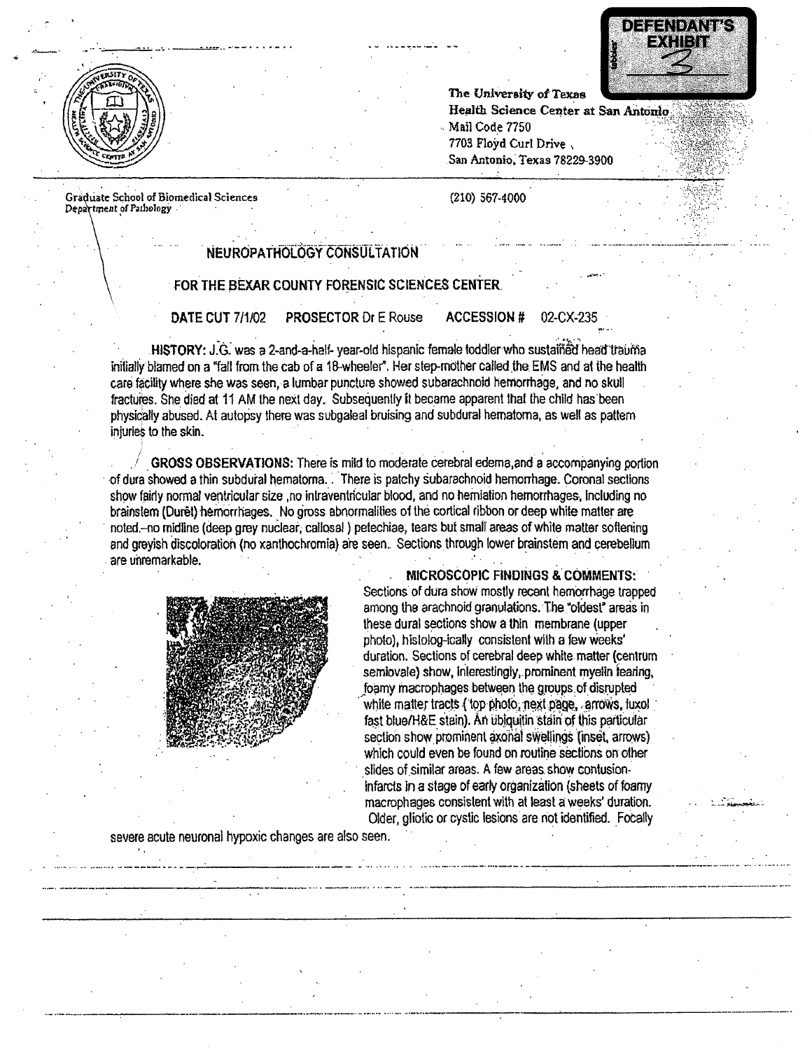DEFENDANT'S EXHIBIT 3

The University of Texas
Health Science Center at San Antonio
Mail Code 7750
7703 Floyd Curl Drive
San Antonio, Texas 78229-3900

Graduate School of Biomedical Sciences
Department of Pathology

(210) 567-4000

## NEUROPATHOLOGY CONSULTATION

### FOR THE BEXAR COUNTY FORENSIC SCIENCES CENTER

**DATE CUT** 7/1/02 **PROSECTOR** Dr E Rouse **ACCESSION #** 02-CX-235

**HISTORY:** J.G. was a 2-and-a-half- year-old hispanic female toddler who sustained head trauma initially blamed on a "fall from the cab of a 18-wheeler". Her step-mother called the EMS and at the health care facility where she was seen, a lumbar puncture showed subarachnoid hemorrhage, and no skull fractures. She died at 11 AM the next day. Subsequently it became apparent that the child has been physically abused. At autopsy there was subgaleal bruising and subdural hematoma, as well as pattern injuries to the skin.

**GROSS OBSERVATIONS:** There is mild to moderate cerebral edema,and a accompanying portion of dura showed a thin subdural hematoma. . There is patchy subarachnoid hemorrhage. Coronal sections show fairly normal ventricular size ,no intraventricular blood, and no herniation hemorrhages, including no brainstem (Durêt) hemorrhages. No gross abnormalities of the cortical ribbon or deep white matter are noted.–no midline (deep grey nuclear, callosal ) petechiae, tears but small areas of white matter softening and greyish discoloration (no xanthochromia) are seen. Sections through lower brainstem and cerebellum are unremarkable.

**MICROSCOPIC FINDINGS & COMMENTS:** Sections of dura show mostly recent hemorrhage trapped among the arachnoid granulations. The "oldest" areas in these dural sections show a thin membrane (upper photo), histolog-ically consistent with a few weeks' duration. Sections of cerebral deep white matter (centrum semiovale) show, interestingly, prominent myelin tearing, foamy macrophages between the groups of disrupted white matter tracts ( top photo, next page, arrows, luxol fast blue/H&E stain). An ubiquitin stain of this particular section show prominent axonal swellings (inset, arrows) which could even be found on routine sections on other slides of similar areas. A few areas show contusion-infarcts in a stage of early organization (sheets of foamy macrophages consistent with at least a weeks' duration. Older, gliotic or cystic lesions are not identified. Focally severe acute neuronal hypoxic changes are also seen.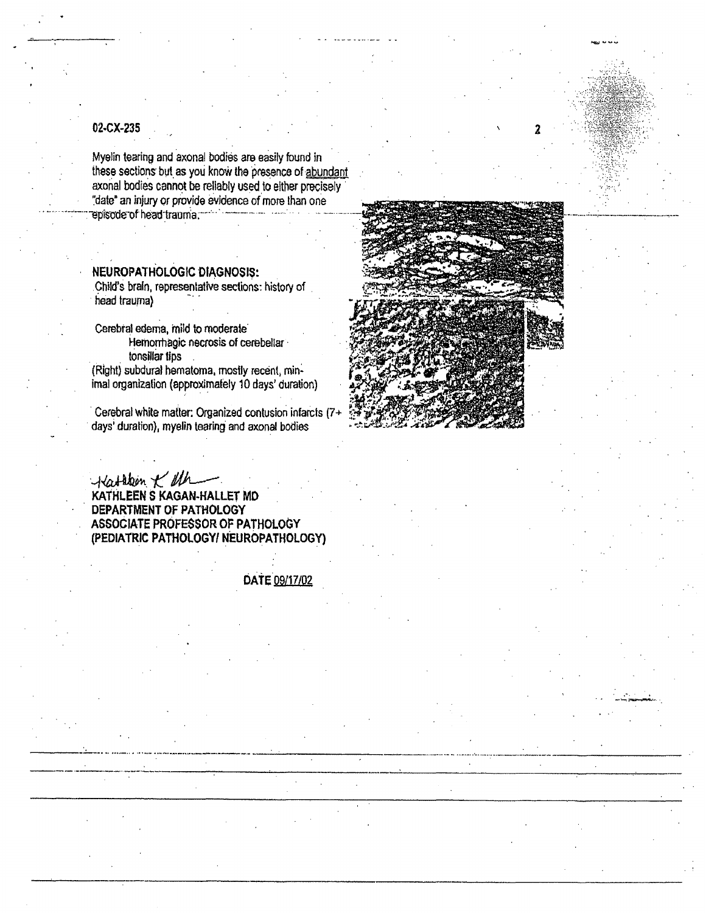02-CX-235

Myelin tearing and axonal bodies are easily found in these sections but as you know the presence of abundant axonal bodies cannot be reliably used to either precisely "date" an injury or provide evidence of more than one episode of head trauma.

**NEUROPATHOLOGIC DIAGNOSIS:**
Child's brain, representative sections: history of head trauma)

Cerebral edema, mild to moderate
Hemorrhagic necrosis of cerebellar tonsillar tips
(Right) subdural hematoma, mostly recent, minimal organization (approximately 10 days' duration)

Cerebral white matter: Organized contusion infarcts (7+ days' duration), myelin tearing and axonal bodies

Kathleen K [signature]
**KATHLEEN S KAGAN-HALLET MD**
**DEPARTMENT OF PATHOLOGY**
**ASSOCIATE PROFESSOR OF PATHOLOGY**
**(PEDIATRIC PATHOLOGY/ NEUROPATHOLOGY)**

**DATE** 09/17/02